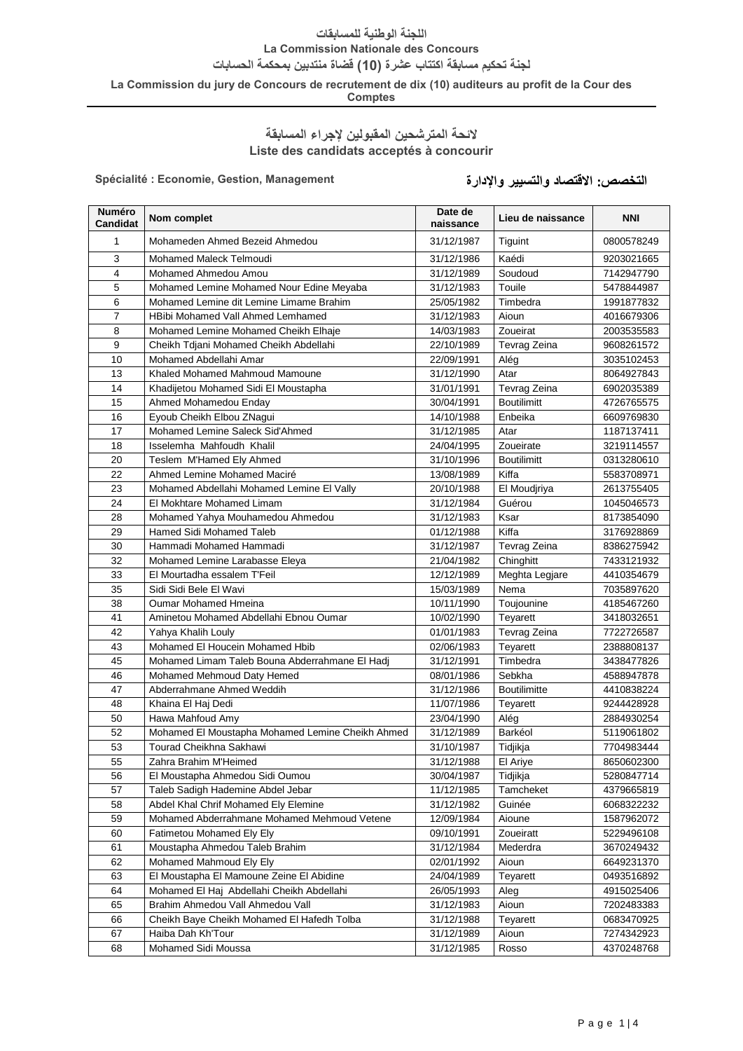**اللجنة الوطنية للمسابقات**

**La Commission Nationale des Concours**

**لجنة تحكيم مسابقة اكتتاب عشرة (10) قضاة منتدبين بمحكمة الحسابات**

**La Commission du jury de Concours de recrutement de dix (10) auditeurs au profit de la Cour des Comptes**

## لائحة المترشحين المقبولين لإجراء المسابقة
## Liste des candidats acceptés à concourir

**Spécialité : Economie, Gestion, Management** — **التخصص: الاقتصاد والتسيير والإدارة**

| Numéro Candidat | Nom complet | Date de naissance | Lieu de naissance | NNI |
|---|---|---|---|---|
| 1 | Mohameden Ahmed Bezeid Ahmedou | 31/12/1987 | Tiguint | 0800578249 |
| 3 | Mohamed Maleck Telmoudi | 31/12/1986 | Kaédi | 9203021665 |
| 4 | Mohamed Ahmedou Amou | 31/12/1989 | Soudoud | 7142947790 |
| 5 | Mohamed Lemine Mohamed Nour Edine Meyaba | 31/12/1983 | Touile | 5478844987 |
| 6 | Mohamed Lemine dit Lemine Limame Brahim | 25/05/1982 | Timbedra | 1991877832 |
| 7 | HBibi Mohamed Vall Ahmed Lemhamed | 31/12/1983 | Aioun | 4016679306 |
| 8 | Mohamed Lemine Mohamed Cheikh Elhaje | 14/03/1983 | Zoueirat | 2003535583 |
| 9 | Cheikh Tdjani Mohamed Cheikh Abdellahi | 22/10/1989 | Tevrag Zeina | 9608261572 |
| 10 | Mohamed Abdellahi Amar | 22/09/1991 | Alég | 3035102453 |
| 13 | Khaled Mohamed Mahmoud Mamoune | 31/12/1990 | Atar | 8064927843 |
| 14 | Khadijetou Mohamed Sidi El Moustapha | 31/01/1991 | Tevrag Zeina | 6902035389 |
| 15 | Ahmed Mohamedou Enday | 30/04/1991 | Boutilimitt | 4726765575 |
| 16 | Eyoub Cheikh Elbou ZNagui | 14/10/1988 | Enbeika | 6609769830 |
| 17 | Mohamed Lemine Saleck Sid'Ahmed | 31/12/1985 | Atar | 1187137411 |
| 18 | Isselemha Mahfoudh Khalil | 24/04/1995 | Zoueirate | 3219114557 |
| 20 | Teslem M'Hamed Ely Ahmed | 31/10/1996 | Boutilimitt | 0313280610 |
| 22 | Ahmed Lemine Mohamed Maciré | 13/08/1989 | Kiffa | 5583708971 |
| 23 | Mohamed Abdellahi Mohamed Lemine El Vally | 20/10/1988 | El Moudjriya | 2613755405 |
| 24 | El Mokhtare Mohamed Limam | 31/12/1984 | Guérou | 1045046573 |
| 28 | Mohamed Yahya Mouhamedou Ahmedou | 31/12/1983 | Ksar | 8173854090 |
| 29 | Hamed Sidi Mohamed Taleb | 01/12/1988 | Kiffa | 3176928869 |
| 30 | Hammadi Mohamed Hammadi | 31/12/1987 | Tevrag Zeina | 8386275942 |
| 32 | Mohamed Lemine Larabasse Eleya | 21/04/1982 | Chinghitt | 7433121932 |
| 33 | El Mourtadha essalem T'Feil | 12/12/1989 | Meghta Legjare | 4410354679 |
| 35 | Sidi Sidi Bele El Wavi | 15/03/1989 | Nema | 7035897620 |
| 38 | Oumar Mohamed Hmeina | 10/11/1990 | Toujounine | 4185467260 |
| 41 | Aminetou Mohamed Abdellahi Ebnou Oumar | 10/02/1990 | Teyarett | 3418032651 |
| 42 | Yahya Khalih Louly | 01/01/1983 | Tevrag Zeina | 7722726587 |
| 43 | Mohamed El Houcein Mohamed Hbib | 02/06/1983 | Teyarett | 2388808137 |
| 45 | Mohamed Limam Taleb Bouna Abderrahmane El Hadj | 31/12/1991 | Timbedra | 3438477826 |
| 46 | Mohamed Mehmoud Daty Hemed | 08/01/1986 | Sebkha | 4588947878 |
| 47 | Abderrahmane Ahmed Weddih | 31/12/1986 | Boutilimitte | 4410838224 |
| 48 | Khaina El Haj Dedi | 11/07/1986 | Teyarett | 9244428928 |
| 50 | Hawa Mahfoud Amy | 23/04/1990 | Alég | 2884930254 |
| 52 | Mohamed El Moustapha Mohamed Lemine Cheikh Ahmed | 31/12/1989 | Barkéol | 5119061802 |
| 53 | Tourad Cheikhna Sakhawi | 31/10/1987 | Tidjikja | 7704983444 |
| 55 | Zahra Brahim M'Heimed | 31/12/1988 | El Ariye | 8650602300 |
| 56 | El Moustapha Ahmedou Sidi Oumou | 30/04/1987 | Tidjikja | 5280847714 |
| 57 | Taleb Sadigh Hademine Abdel Jebar | 11/12/1985 | Tamcheket | 4379665819 |
| 58 | Abdel Khal Chrif Mohamed Ely Elemine | 31/12/1982 | Guinée | 6068322232 |
| 59 | Mohamed Abderrahmane Mohamed Mehmoud Vetene | 12/09/1984 | Aioune | 1587962072 |
| 60 | Fatimetou Mohamed Ely Ely | 09/10/1991 | Zoueiratt | 5229496108 |
| 61 | Moustapha Ahmedou Taleb Brahim | 31/12/1984 | Mederdra | 3670249432 |
| 62 | Mohamed Mahmoud Ely Ely | 02/01/1992 | Aioun | 6649231370 |
| 63 | El Moustapha El Mamoune Zeine El Abidine | 24/04/1989 | Teyarett | 0493516892 |
| 64 | Mohamed El Haj Abdellahi Cheikh Abdellahi | 26/05/1993 | Aleg | 4915025406 |
| 65 | Brahim Ahmedou Vall Ahmedou Vall | 31/12/1983 | Aioun | 7202483383 |
| 66 | Cheikh Baye Cheikh Mohamed El Hafedh Tolba | 31/12/1988 | Teyarett | 0683470925 |
| 67 | Haiba Dah Kh'Tour | 31/12/1989 | Aioun | 7274342923 |
| 68 | Mohamed Sidi Moussa | 31/12/1985 | Rosso | 4370248768 |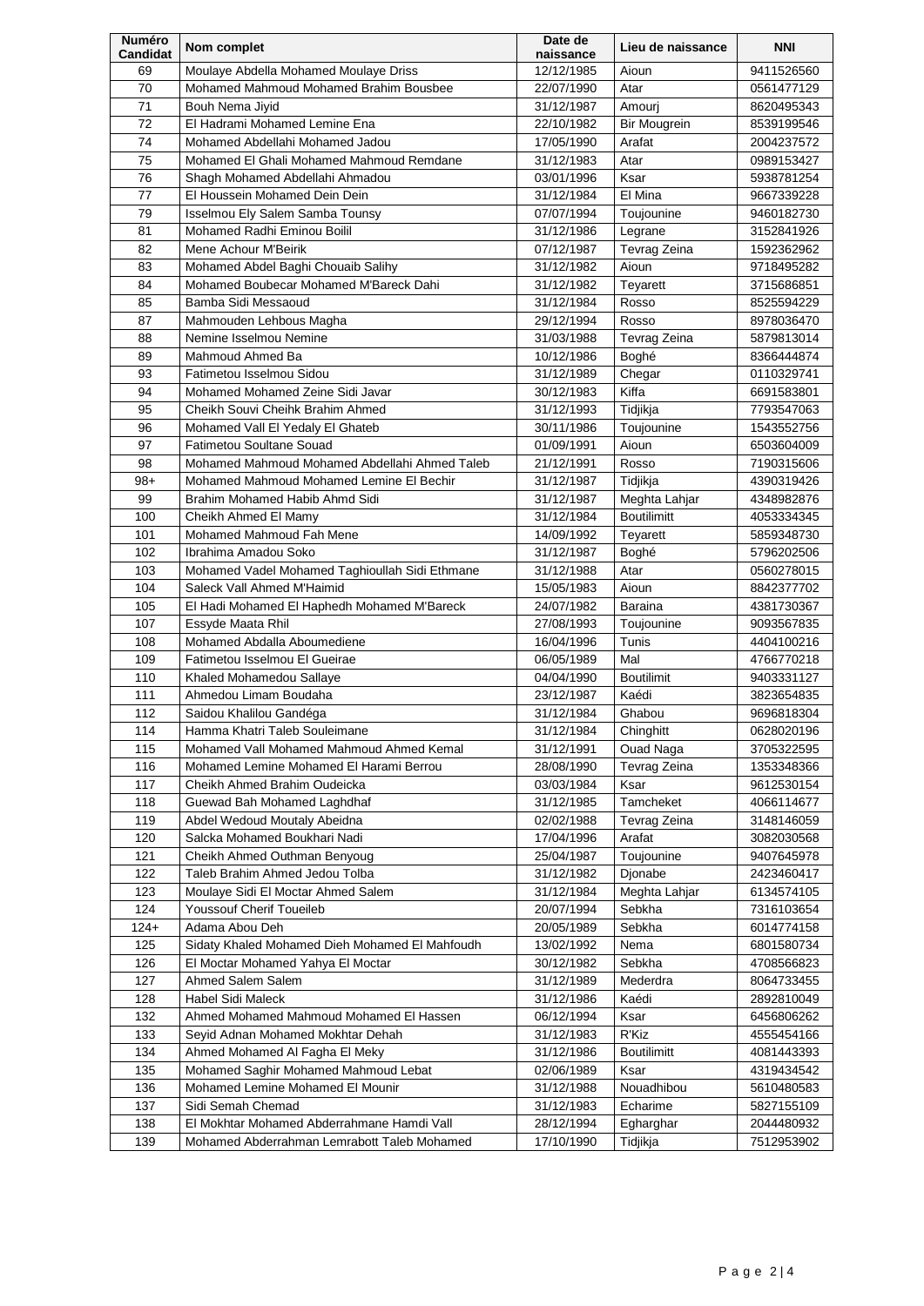| Numéro Candidat | Nom complet | Date de naissance | Lieu de naissance | NNI |
|---|---|---|---|---|
| 69 | Moulaye Abdella Mohamed Moulaye Driss | 12/12/1985 | Aioun | 9411526560 |
| 70 | Mohamed Mahmoud Mohamed Brahim Bousbee | 22/07/1990 | Atar | 0561477129 |
| 71 | Bouh Nema Jiyid | 31/12/1987 | Amourj | 8620495343 |
| 72 | El Hadrami Mohamed Lemine Ena | 22/10/1982 | Bir Mougrein | 8539199546 |
| 74 | Mohamed Abdellahi Mohamed Jadou | 17/05/1990 | Arafat | 2004237572 |
| 75 | Mohamed El Ghali Mohamed Mahmoud Remdane | 31/12/1983 | Atar | 0989153427 |
| 76 | Shagh Mohamed Abdellahi Ahmadou | 03/01/1996 | Ksar | 5938781254 |
| 77 | El Houssein Mohamed Dein Dein | 31/12/1984 | El Mina | 9667339228 |
| 79 | Isselmou Ely Salem Samba Tounsy | 07/07/1994 | Toujounine | 9460182730 |
| 81 | Mohamed Radhi Eminou Boilil | 31/12/1986 | Legrane | 3152841926 |
| 82 | Mene Achour M'Beirik | 07/12/1987 | Tevrag Zeina | 1592362962 |
| 83 | Mohamed Abdel Baghi Chouaib Salihy | 31/12/1982 | Aioun | 9718495282 |
| 84 | Mohamed Boubecar Mohamed M'Bareck Dahi | 31/12/1982 | Teyarett | 3715686851 |
| 85 | Bamba Sidi Messaoud | 31/12/1984 | Rosso | 8525594229 |
| 87 | Mahmouden Lehbous Magha | 29/12/1994 | Rosso | 8978036470 |
| 88 | Nemine Isselmou Nemine | 31/03/1988 | Tevrag Zeina | 5879813014 |
| 89 | Mahmoud Ahmed Ba | 10/12/1986 | Boghé | 8366444874 |
| 93 | Fatimetou Isselmou Sidou | 31/12/1989 | Chegar | 0110329741 |
| 94 | Mohamed Mohamed Zeine Sidi Javar | 30/12/1983 | Kiffa | 6691583801 |
| 95 | Cheikh Souvi Cheihk Brahim Ahmed | 31/12/1993 | Tidjikja | 7793547063 |
| 96 | Mohamed Vall El Yedaly El Ghateb | 30/11/1986 | Toujounine | 1543552756 |
| 97 | Fatimetou Soultane Souad | 01/09/1991 | Aioun | 6503604009 |
| 98 | Mohamed Mahmoud Mohamed Abdellahi Ahmed Taleb | 21/12/1991 | Rosso | 7190315606 |
| 98+ | Mohamed Mahmoud Mohamed Lemine El Bechir | 31/12/1987 | Tidjikja | 4390319426 |
| 99 | Brahim Mohamed Habib Ahmd Sidi | 31/12/1987 | Meghta Lahjar | 4348982876 |
| 100 | Cheikh Ahmed El Mamy | 31/12/1984 | Boutilimitt | 4053334345 |
| 101 | Mohamed Mahmoud Fah Mene | 14/09/1992 | Teyarett | 5859348730 |
| 102 | Ibrahima Amadou Soko | 31/12/1987 | Boghé | 5796202506 |
| 103 | Mohamed Vadel Mohamed Taghioullah Sidi Ethmane | 31/12/1988 | Atar | 0560278015 |
| 104 | Saleck Vall Ahmed M'Haimid | 15/05/1983 | Aioun | 8842377702 |
| 105 | El Hadi Mohamed El Haphedh Mohamed M'Bareck | 24/07/1982 | Baraina | 4381730367 |
| 107 | Essyde Maata Rhil | 27/08/1993 | Toujounine | 9093567835 |
| 108 | Mohamed Abdalla Aboumediene | 16/04/1996 | Tunis | 4404100216 |
| 109 | Fatimetou Isselmou El Gueirae | 06/05/1989 | Mal | 4766770218 |
| 110 | Khaled Mohamedou Sallaye | 04/04/1990 | Boutilimit | 9403331127 |
| 111 | Ahmedou Limam Boudaha | 23/12/1987 | Kaédi | 3823654835 |
| 112 | Saidou Khalilou Gandéga | 31/12/1984 | Ghabou | 9696818304 |
| 114 | Hamma Khatri Taleb Souleimane | 31/12/1984 | Chinghitt | 0628020196 |
| 115 | Mohamed Vall Mohamed Mahmoud Ahmed Kemal | 31/12/1991 | Ouad Naga | 3705322595 |
| 116 | Mohamed Lemine Mohamed El Harami Berrou | 28/08/1990 | Tevrag Zeina | 1353348366 |
| 117 | Cheikh Ahmed Brahim Oudeicka | 03/03/1984 | Ksar | 9612530154 |
| 118 | Guewad Bah Mohamed Laghdhaf | 31/12/1985 | Tamcheket | 4066114677 |
| 119 | Abdel Wedoud Moutaly Abeidna | 02/02/1988 | Tevrag Zeina | 3148146059 |
| 120 | Salcka Mohamed Boukhari Nadi | 17/04/1996 | Arafat | 3082030568 |
| 121 | Cheikh Ahmed Outhman Benyoug | 25/04/1987 | Toujounine | 9407645978 |
| 122 | Taleb Brahim Ahmed Jedou Tolba | 31/12/1982 | Djonabe | 2423460417 |
| 123 | Moulaye Sidi El Moctar Ahmed Salem | 31/12/1984 | Meghta Lahjar | 6134574105 |
| 124 | Youssouf Cherif Toueileb | 20/07/1994 | Sebkha | 7316103654 |
| 124+ | Adama Abou Deh | 20/05/1989 | Sebkha | 6014774158 |
| 125 | Sidaty Khaled Mohamed Dieh Mohamed El Mahfoudh | 13/02/1992 | Nema | 6801580734 |
| 126 | El Moctar Mohamed Yahya El Moctar | 30/12/1982 | Sebkha | 4708566823 |
| 127 | Ahmed Salem Salem | 31/12/1989 | Mederdra | 8064733455 |
| 128 | Habel Sidi Maleck | 31/12/1986 | Kaédi | 2892810049 |
| 132 | Ahmed Mohamed Mahmoud Mohamed El Hassen | 06/12/1994 | Ksar | 6456806262 |
| 133 | Seyid Adnan Mohamed Mokhtar Dehah | 31/12/1983 | R'Kiz | 4555454166 |
| 134 | Ahmed Mohamed Al Fagha El Meky | 31/12/1986 | Boutilimitt | 4081443393 |
| 135 | Mohamed Saghir Mohamed Mahmoud Lebat | 02/06/1989 | Ksar | 4319434542 |
| 136 | Mohamed Lemine Mohamed El Mounir | 31/12/1988 | Nouadhibou | 5610480583 |
| 137 | Sidi Semah Chemad | 31/12/1983 | Echarime | 5827155109 |
| 138 | El Mokhtar Mohamed Abderrahmane Hamdi Vall | 28/12/1994 | Egharghar | 2044480932 |
| 139 | Mohamed Abderrahman Lemrabott Taleb Mohamed | 17/10/1990 | Tidjikja | 7512953902 |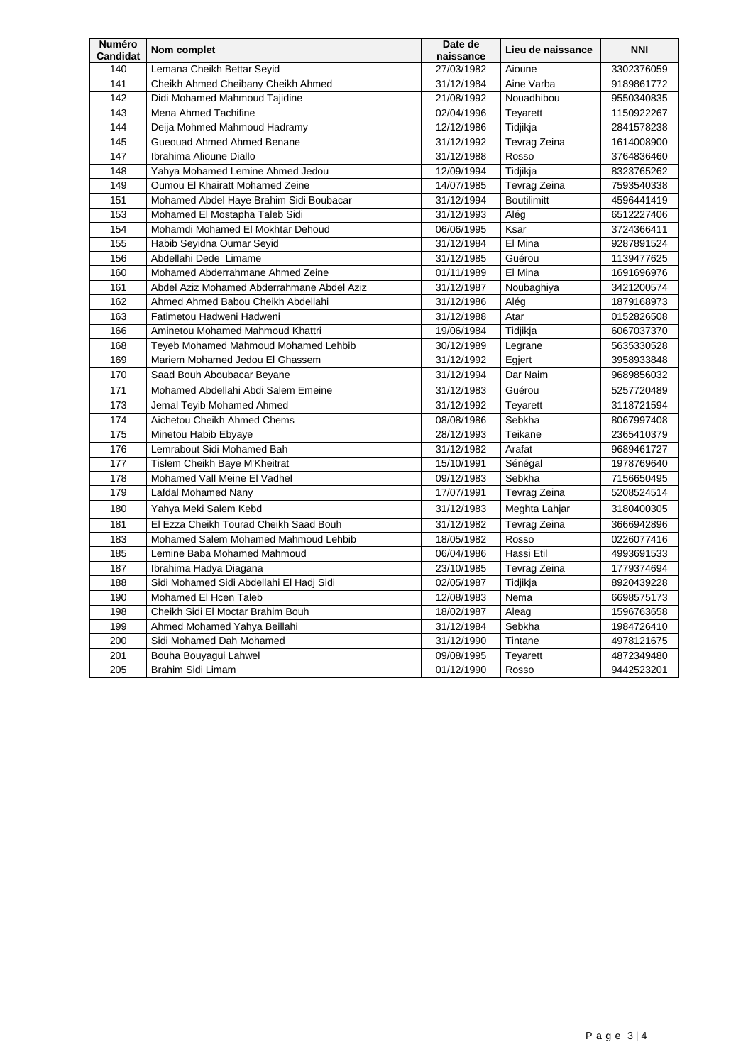| Numéro Candidat | Nom complet | Date de naissance | Lieu de naissance | NNI |
|---|---|---|---|---|
| 140 | Lemana Cheikh Bettar Seyid | 27/03/1982 | Aioune | 3302376059 |
| 141 | Cheikh Ahmed Cheibany Cheikh Ahmed | 31/12/1984 | Aine Varba | 9189861772 |
| 142 | Didi Mohamed Mahmoud Tajidine | 21/08/1992 | Nouadhibou | 9550340835 |
| 143 | Mena Ahmed Tachifine | 02/04/1996 | Teyarett | 1150922267 |
| 144 | Deija Mohmed Mahmoud Hadramy | 12/12/1986 | Tidjikja | 2841578238 |
| 145 | Gueouad Ahmed Ahmed Benane | 31/12/1992 | Tevrag Zeina | 1614008900 |
| 147 | Ibrahima Alioune Diallo | 31/12/1988 | Rosso | 3764836460 |
| 148 | Yahya Mohamed Lemine Ahmed Jedou | 12/09/1994 | Tidjikja | 8323765262 |
| 149 | Oumou El Khairatt Mohamed Zeine | 14/07/1985 | Tevrag Zeina | 7593540338 |
| 151 | Mohamed Abdel Haye Brahim Sidi Boubacar | 31/12/1994 | Boutilimitt | 4596441419 |
| 153 | Mohamed El Mostapha Taleb Sidi | 31/12/1993 | Alég | 6512227406 |
| 154 | Mohamdi Mohamed El Mokhtar Dehoud | 06/06/1995 | Ksar | 3724366411 |
| 155 | Habib Seyidna Oumar Seyid | 31/12/1984 | El Mina | 9287891524 |
| 156 | Abdellahi Dede Limame | 31/12/1985 | Guérou | 1139477625 |
| 160 | Mohamed Abderrahmane Ahmed Zeine | 01/11/1989 | El Mina | 1691696976 |
| 161 | Abdel Aziz Mohamed Abderrahmane Abdel Aziz | 31/12/1987 | Noubaghiya | 3421200574 |
| 162 | Ahmed Ahmed Babou Cheikh Abdellahi | 31/12/1986 | Alég | 1879168973 |
| 163 | Fatimetou Hadweni Hadweni | 31/12/1988 | Atar | 0152826508 |
| 166 | Aminetou Mohamed Mahmoud Khattri | 19/06/1984 | Tidjikja | 6067037370 |
| 168 | Teyeb Mohamed Mahmoud Mohamed Lehbib | 30/12/1989 | Legrane | 5635330528 |
| 169 | Mariem Mohamed Jedou El Ghassem | 31/12/1992 | Egjert | 3958933848 |
| 170 | Saad Bouh Aboubacar Beyane | 31/12/1994 | Dar Naim | 9689856032 |
| 171 | Mohamed Abdellahi Abdi Salem Emeine | 31/12/1983 | Guérou | 5257720489 |
| 173 | Jemal Teyib Mohamed Ahmed | 31/12/1992 | Teyarett | 3118721594 |
| 174 | Aichetou Cheikh Ahmed Chems | 08/08/1986 | Sebkha | 8067997408 |
| 175 | Minetou Habib Ebyaye | 28/12/1993 | Teikane | 2365410379 |
| 176 | Lemrabout Sidi Mohamed Bah | 31/12/1982 | Arafat | 9689461727 |
| 177 | Tislem Cheikh Baye M'Kheitrat | 15/10/1991 | Sénégal | 1978769640 |
| 178 | Mohamed Vall Meine El Vadhel | 09/12/1983 | Sebkha | 7156650495 |
| 179 | Lafdal Mohamed Nany | 17/07/1991 | Tevrag Zeina | 5208524514 |
| 180 | Yahya Meki Salem Kebd | 31/12/1983 | Meghta Lahjar | 3180400305 |
| 181 | El Ezza Cheikh Tourad Cheikh Saad Bouh | 31/12/1982 | Tevrag Zeina | 3666942896 |
| 183 | Mohamed Salem Mohamed Mahmoud Lehbib | 18/05/1982 | Rosso | 0226077416 |
| 185 | Lemine Baba Mohamed Mahmoud | 06/04/1986 | Hassi Etil | 4993691533 |
| 187 | Ibrahima Hadya Diagana | 23/10/1985 | Tevrag Zeina | 1779374694 |
| 188 | Sidi Mohamed Sidi Abdellahi El Hadj Sidi | 02/05/1987 | Tidjikja | 8920439228 |
| 190 | Mohamed El Hcen Taleb | 12/08/1983 | Nema | 6698575173 |
| 198 | Cheikh Sidi El Moctar Brahim Bouh | 18/02/1987 | Aleag | 1596763658 |
| 199 | Ahmed Mohamed Yahya Beillahi | 31/12/1984 | Sebkha | 1984726410 |
| 200 | Sidi Mohamed Dah Mohamed | 31/12/1990 | Tintane | 4978121675 |
| 201 | Bouha Bouyagui Lahwel | 09/08/1995 | Teyarett | 4872349480 |
| 205 | Brahim Sidi Limam | 01/12/1990 | Rosso | 9442523201 |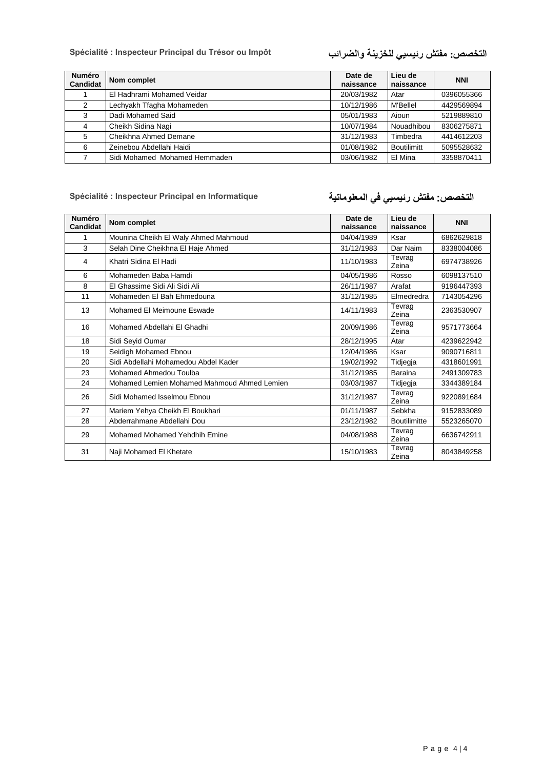**Spécialité : Inspecteur Principal du Trésor ou Impôt** **التخصص: مفتش رئيسي للخزينة والضرائب**

| Numéro Candidat | Nom complet | Date de naissance | Lieu de naissance | NNI |
|---|---|---|---|---|
| 1 | El Hadhrami Mohamed Veidar | 20/03/1982 | Atar | 0396055366 |
| 2 | Lechyakh Tfagha Mohameden | 10/12/1986 | M'Bellel | 4429569894 |
| 3 | Dadi Mohamed Said | 05/01/1983 | Aioun | 5219889810 |
| 4 | Cheikh Sidina Nagi | 10/07/1984 | Nouadhibou | 8306275871 |
| 5 | Cheikhna Ahmed Demane | 31/12/1983 | Timbedra | 4414612203 |
| 6 | Zeinebou Abdellahi Haidi | 01/08/1982 | Boutilimitt | 5095528632 |
| 7 | Sidi Mohamed Mohamed Hemmaden | 03/06/1982 | El Mina | 3358870411 |

**Spécialité : Inspecteur Principal en Informatique** **التخصص: مفتش رئيسي في المعلوماتية**

| Numéro Candidat | Nom complet | Date de naissance | Lieu de naissance | NNI |
|---|---|---|---|---|
| 1 | Mounina Cheikh El Waly Ahmed Mahmoud | 04/04/1989 | Ksar | 6862629818 |
| 3 | Selah Dine Cheikhna El Haje Ahmed | 31/12/1983 | Dar Naim | 8338004086 |
| 4 | Khatri Sidina El Hadi | 11/10/1983 | Tevrag Zeina | 6974738926 |
| 6 | Mohameden Baba Hamdi | 04/05/1986 | Rosso | 6098137510 |
| 8 | El Ghassime Sidi Ali Sidi Ali | 26/11/1987 | Arafat | 9196447393 |
| 11 | Mohameden El Bah Ehmedouna | 31/12/1985 | Elmedredra | 7143054296 |
| 13 | Mohamed El Meimoune Eswade | 14/11/1983 | Tevrag Zeina | 2363530907 |
| 16 | Mohamed Abdellahi El Ghadhi | 20/09/1986 | Tevrag Zeina | 9571773664 |
| 18 | Sidi Seyid Oumar | 28/12/1995 | Atar | 4239622942 |
| 19 | Seidigh Mohamed Ebnou | 12/04/1986 | Ksar | 9090716811 |
| 20 | Sidi Abdellahi Mohamedou Abdel Kader | 19/02/1992 | Tidjegja | 4318601991 |
| 23 | Mohamed Ahmedou Toulba | 31/12/1985 | Baraina | 2491309783 |
| 24 | Mohamed Lemien Mohamed Mahmoud Ahmed Lemien | 03/03/1987 | Tidjegja | 3344389184 |
| 26 | Sidi Mohamed Isselmou Ebnou | 31/12/1987 | Tevrag Zeina | 9220891684 |
| 27 | Mariem Yehya Cheikh El Boukhari | 01/11/1987 | Sebkha | 9152833089 |
| 28 | Abderrahmane Abdellahi Dou | 23/12/1982 | Boutilimitte | 5523265070 |
| 29 | Mohamed Mohamed Yehdhih Emine | 04/08/1988 | Tevrag Zeina | 6636742911 |
| 31 | Naji Mohamed El Khetate | 15/10/1983 | Tevrag Zeina | 8043849258 |